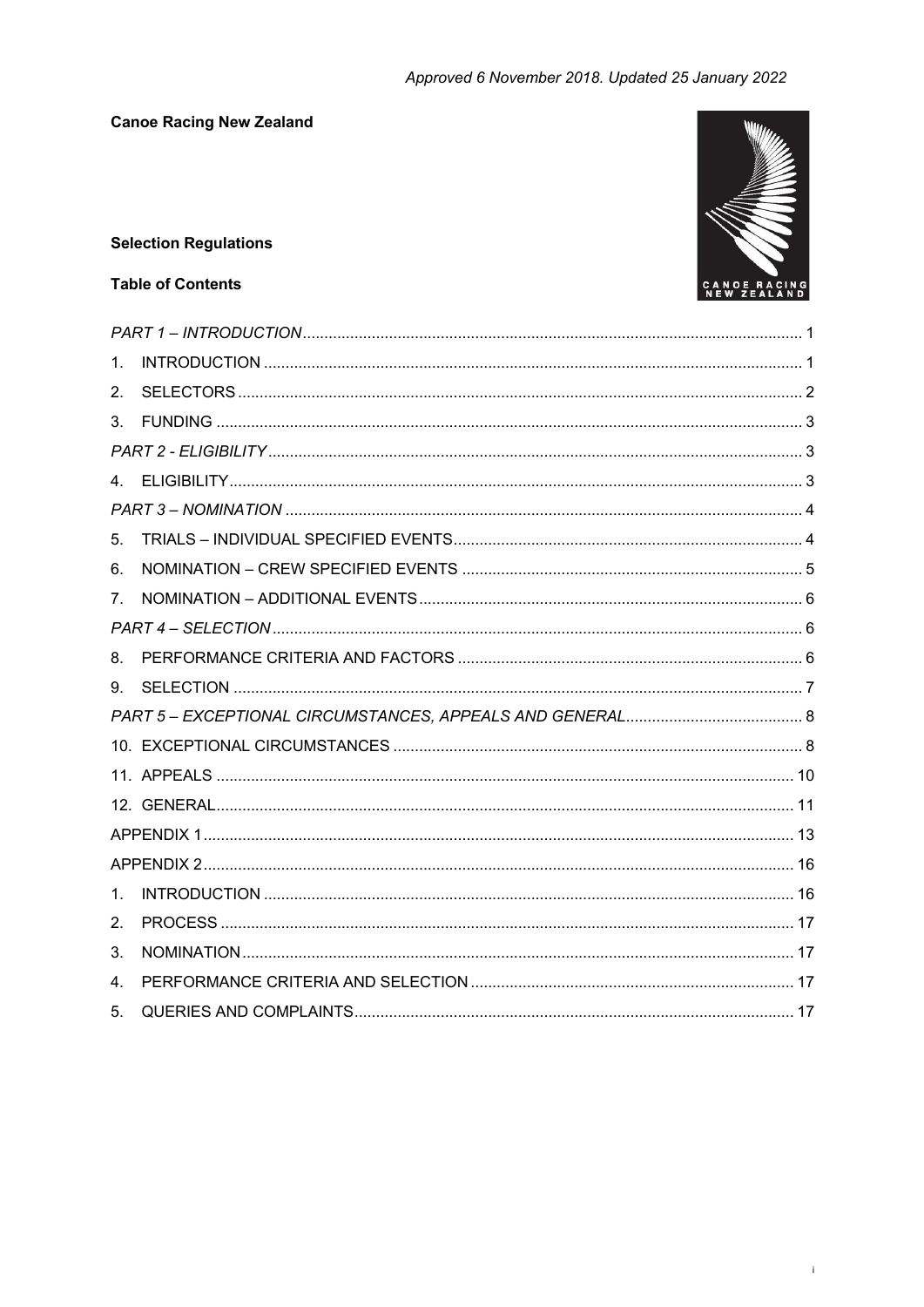*Approved 6 November 2018. Updated 25 January 2022*

**Canoe Racing New Zealand**

**Selection Regulations**

**Table of Contents**

| | |
|---|---|
| *PART 1 – INTRODUCTION* | 1 |
| 1. INTRODUCTION | 1 |
| 2. SELECTORS | 2 |
| 3. FUNDING | 3 |
| *PART 2 - ELIGIBILITY* | 3 |
| 4. ELIGIBILITY | 3 |
| *PART 3 – NOMINATION* | 4 |
| 5. TRIALS – INDIVIDUAL SPECIFIED EVENTS | 4 |
| 6. NOMINATION – CREW SPECIFIED EVENTS | 5 |
| 7. NOMINATION – ADDITIONAL EVENTS | 6 |
| *PART 4 – SELECTION* | 6 |
| 8. PERFORMANCE CRITERIA AND FACTORS | 6 |
| 9. SELECTION | 7 |
| *PART 5 – EXCEPTIONAL CIRCUMSTANCES, APPEALS AND GENERAL* | 8 |
| 10. EXCEPTIONAL CIRCUMSTANCES | 8 |
| 11. APPEALS | 10 |
| 12. GENERAL | 11 |
| APPENDIX 1 | 13 |
| APPENDIX 2 | 16 |
| 1. INTRODUCTION | 16 |
| 2. PROCESS | 17 |
| 3. NOMINATION | 17 |
| 4. PERFORMANCE CRITERIA AND SELECTION | 17 |
| 5. QUERIES AND COMPLAINTS | 17 |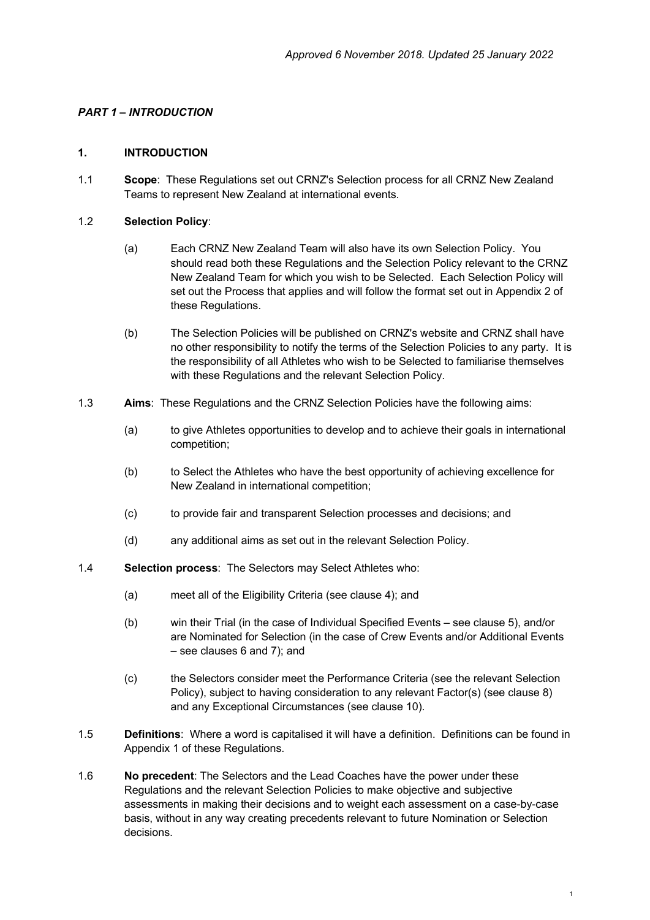*Approved 6 November 2018. Updated 25 January 2022*

## *PART 1 – INTRODUCTION*

### 1. INTRODUCTION

1.1 **Scope**: These Regulations set out CRNZ's Selection process for all CRNZ New Zealand Teams to represent New Zealand at international events.

1.2 **Selection Policy**:

(a) Each CRNZ New Zealand Team will also have its own Selection Policy. You should read both these Regulations and the Selection Policy relevant to the CRNZ New Zealand Team for which you wish to be Selected. Each Selection Policy will set out the Process that applies and will follow the format set out in Appendix 2 of these Regulations.

(b) The Selection Policies will be published on CRNZ's website and CRNZ shall have no other responsibility to notify the terms of the Selection Policies to any party. It is the responsibility of all Athletes who wish to be Selected to familiarise themselves with these Regulations and the relevant Selection Policy.

1.3 **Aims**: These Regulations and the CRNZ Selection Policies have the following aims:

(a) to give Athletes opportunities to develop and to achieve their goals in international competition;

(b) to Select the Athletes who have the best opportunity of achieving excellence for New Zealand in international competition;

(c) to provide fair and transparent Selection processes and decisions; and

(d) any additional aims as set out in the relevant Selection Policy.

1.4 **Selection process**: The Selectors may Select Athletes who:

(a) meet all of the Eligibility Criteria (see clause 4); and

(b) win their Trial (in the case of Individual Specified Events – see clause 5), and/or are Nominated for Selection (in the case of Crew Events and/or Additional Events – see clauses 6 and 7); and

(c) the Selectors consider meet the Performance Criteria (see the relevant Selection Policy), subject to having consideration to any relevant Factor(s) (see clause 8) and any Exceptional Circumstances (see clause 10).

1.5 **Definitions**: Where a word is capitalised it will have a definition. Definitions can be found in Appendix 1 of these Regulations.

1.6 **No precedent**: The Selectors and the Lead Coaches have the power under these Regulations and the relevant Selection Policies to make objective and subjective assessments in making their decisions and to weight each assessment on a case-by-case basis, without in any way creating precedents relevant to future Nomination or Selection decisions.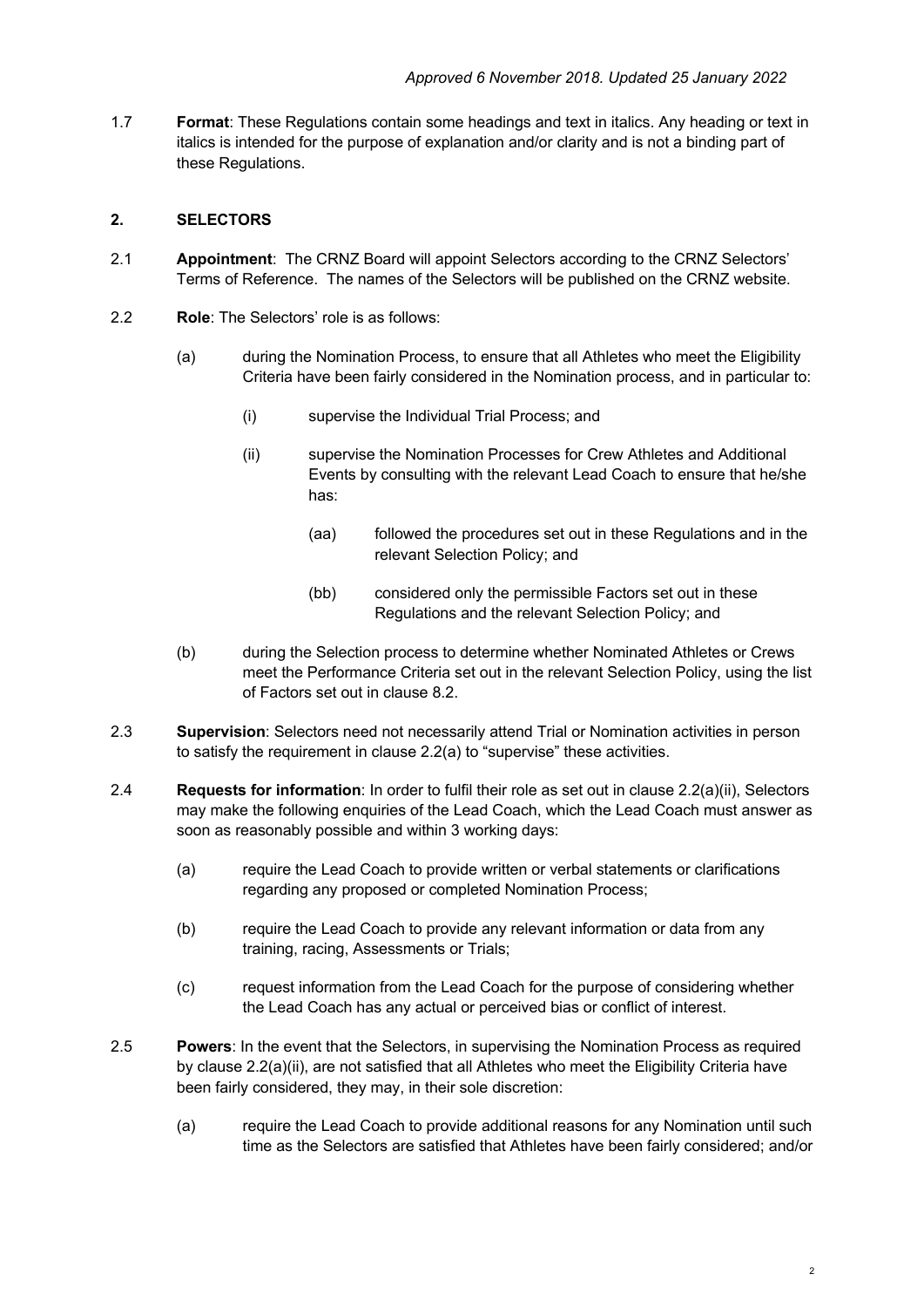*Approved 6 November 2018. Updated 25 January 2022*

1.7 **Format**: These Regulations contain some headings and text in italics. Any heading or text in italics is intended for the purpose of explanation and/or clarity and is not a binding part of these Regulations.

## 2. SELECTORS

2.1 **Appointment**: The CRNZ Board will appoint Selectors according to the CRNZ Selectors' Terms of Reference. The names of the Selectors will be published on the CRNZ website.

2.2 **Role**: The Selectors' role is as follows:

- (a) during the Nomination Process, to ensure that all Athletes who meet the Eligibility Criteria have been fairly considered in the Nomination process, and in particular to:
  - (i) supervise the Individual Trial Process; and
  - (ii) supervise the Nomination Processes for Crew Athletes and Additional Events by consulting with the relevant Lead Coach to ensure that he/she has:
    - (aa) followed the procedures set out in these Regulations and in the relevant Selection Policy; and
    - (bb) considered only the permissible Factors set out in these Regulations and the relevant Selection Policy; and
- (b) during the Selection process to determine whether Nominated Athletes or Crews meet the Performance Criteria set out in the relevant Selection Policy, using the list of Factors set out in clause 8.2.

2.3 **Supervision**: Selectors need not necessarily attend Trial or Nomination activities in person to satisfy the requirement in clause 2.2(a) to "supervise" these activities.

2.4 **Requests for information**: In order to fulfil their role as set out in clause 2.2(a)(ii), Selectors may make the following enquiries of the Lead Coach, which the Lead Coach must answer as soon as reasonably possible and within 3 working days:

- (a) require the Lead Coach to provide written or verbal statements or clarifications regarding any proposed or completed Nomination Process;
- (b) require the Lead Coach to provide any relevant information or data from any training, racing, Assessments or Trials;
- (c) request information from the Lead Coach for the purpose of considering whether the Lead Coach has any actual or perceived bias or conflict of interest.

2.5 **Powers**: In the event that the Selectors, in supervising the Nomination Process as required by clause 2.2(a)(ii), are not satisfied that all Athletes who meet the Eligibility Criteria have been fairly considered, they may, in their sole discretion:

- (a) require the Lead Coach to provide additional reasons for any Nomination until such time as the Selectors are satisfied that Athletes have been fairly considered; and/or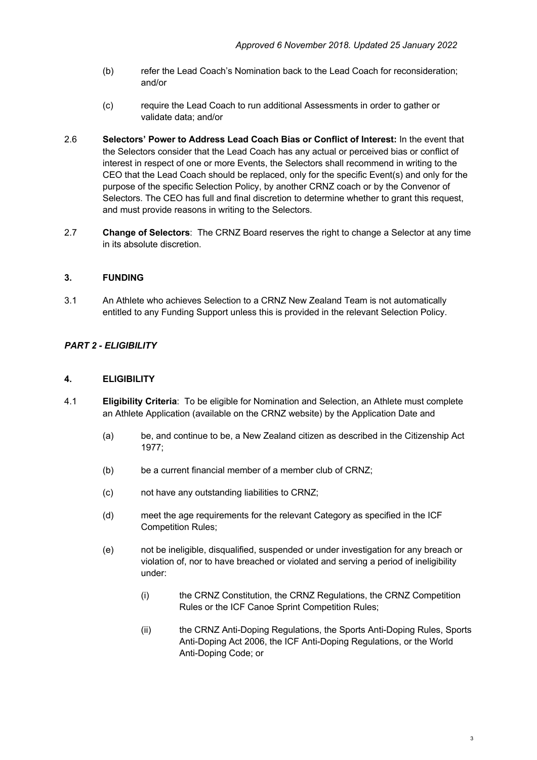(b) refer the Lead Coach's Nomination back to the Lead Coach for reconsideration; and/or

(c) require the Lead Coach to run additional Assessments in order to gather or validate data; and/or

2.6 **Selectors' Power to Address Lead Coach Bias or Conflict of Interest:** In the event that the Selectors consider that the Lead Coach has any actual or perceived bias or conflict of interest in respect of one or more Events, the Selectors shall recommend in writing to the CEO that the Lead Coach should be replaced, only for the specific Event(s) and only for the purpose of the specific Selection Policy, by another CRNZ coach or by the Convenor of Selectors. The CEO has full and final discretion to determine whether to grant this request, and must provide reasons in writing to the Selectors.

2.7 **Change of Selectors**: The CRNZ Board reserves the right to change a Selector at any time in its absolute discretion.

## 3. FUNDING

3.1 An Athlete who achieves Selection to a CRNZ New Zealand Team is not automatically entitled to any Funding Support unless this is provided in the relevant Selection Policy.

## *PART 2 - ELIGIBILITY*

## 4. ELIGIBILITY

4.1 **Eligibility Criteria**: To be eligible for Nomination and Selection, an Athlete must complete an Athlete Application (available on the CRNZ website) by the Application Date and

(a) be, and continue to be, a New Zealand citizen as described in the Citizenship Act 1977;

(b) be a current financial member of a member club of CRNZ;

(c) not have any outstanding liabilities to CRNZ;

(d) meet the age requirements for the relevant Category as specified in the ICF Competition Rules;

(e) not be ineligible, disqualified, suspended or under investigation for any breach or violation of, nor to have breached or violated and serving a period of ineligibility under:

(i) the CRNZ Constitution, the CRNZ Regulations, the CRNZ Competition Rules or the ICF Canoe Sprint Competition Rules;

(ii) the CRNZ Anti-Doping Regulations, the Sports Anti-Doping Rules, Sports Anti-Doping Act 2006, the ICF Anti-Doping Regulations, or the World Anti-Doping Code; or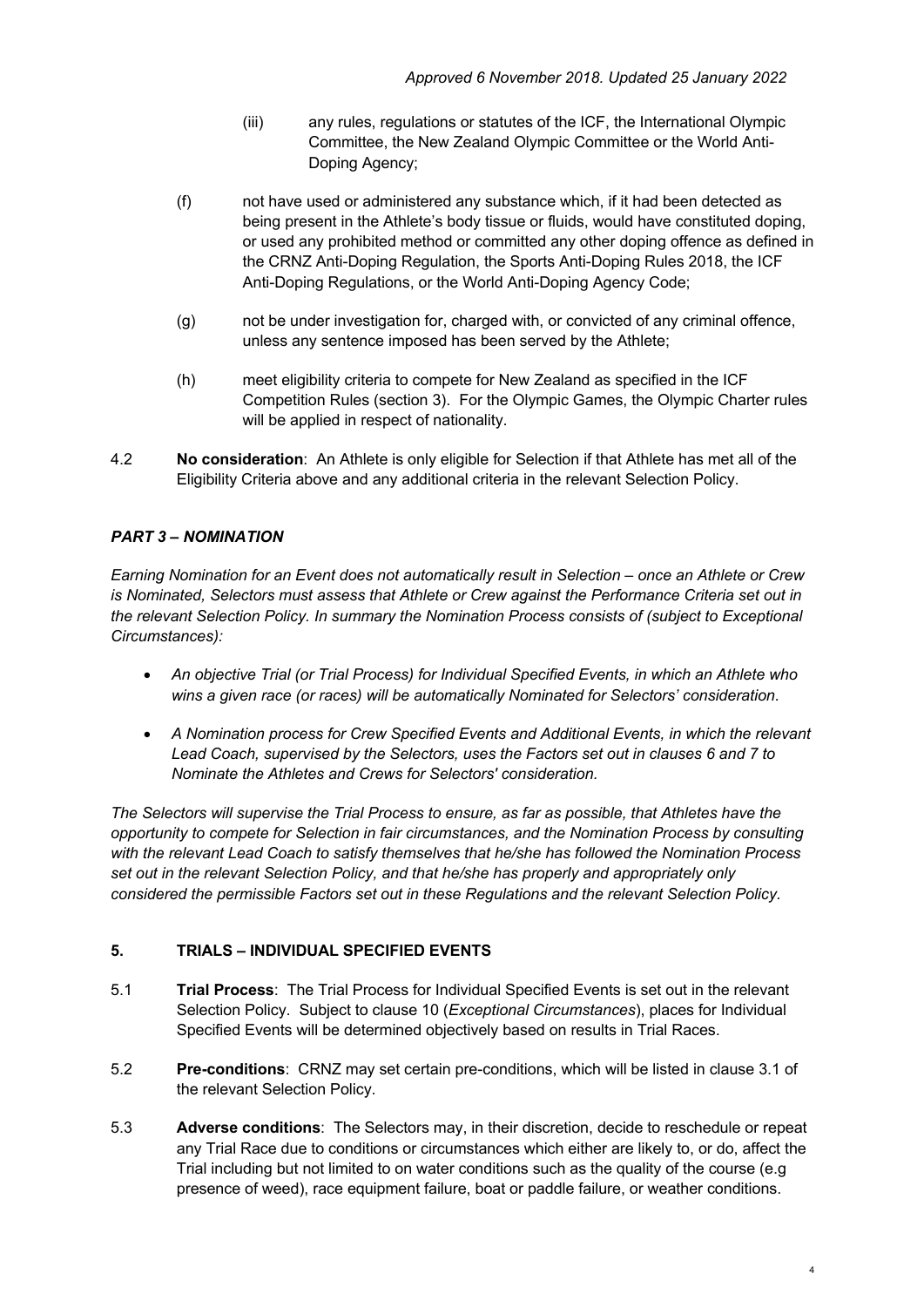- (iii) any rules, regulations or statutes of the ICF, the International Olympic Committee, the New Zealand Olympic Committee or the World Anti-Doping Agency;

(f) not have used or administered any substance which, if it had been detected as being present in the Athlete's body tissue or fluids, would have constituted doping, or used any prohibited method or committed any other doping offence as defined in the CRNZ Anti-Doping Regulation, the Sports Anti-Doping Rules 2018, the ICF Anti-Doping Regulations, or the World Anti-Doping Agency Code;

(g) not be under investigation for, charged with, or convicted of any criminal offence, unless any sentence imposed has been served by the Athlete;

(h) meet eligibility criteria to compete for New Zealand as specified in the ICF Competition Rules (section 3). For the Olympic Games, the Olympic Charter rules will be applied in respect of nationality.

4.2 **No consideration**: An Athlete is only eligible for Selection if that Athlete has met all of the Eligibility Criteria above and any additional criteria in the relevant Selection Policy.

## *PART 3 – NOMINATION*

*Earning Nomination for an Event does not automatically result in Selection – once an Athlete or Crew is Nominated, Selectors must assess that Athlete or Crew against the Performance Criteria set out in the relevant Selection Policy. In summary the Nomination Process consists of (subject to Exceptional Circumstances):*

- *An objective Trial (or Trial Process) for Individual Specified Events, in which an Athlete who wins a given race (or races) will be automatically Nominated for Selectors' consideration.*
- *A Nomination process for Crew Specified Events and Additional Events, in which the relevant Lead Coach, supervised by the Selectors, uses the Factors set out in clauses 6 and 7 to Nominate the Athletes and Crews for Selectors' consideration.*

*The Selectors will supervise the Trial Process to ensure, as far as possible, that Athletes have the opportunity to compete for Selection in fair circumstances, and the Nomination Process by consulting with the relevant Lead Coach to satisfy themselves that he/she has followed the Nomination Process set out in the relevant Selection Policy, and that he/she has properly and appropriately only considered the permissible Factors set out in these Regulations and the relevant Selection Policy.*

### 5. TRIALS – INDIVIDUAL SPECIFIED EVENTS

5.1 **Trial Process**: The Trial Process for Individual Specified Events is set out in the relevant Selection Policy. Subject to clause 10 (*Exceptional Circumstances*), places for Individual Specified Events will be determined objectively based on results in Trial Races.

5.2 **Pre-conditions**: CRNZ may set certain pre-conditions, which will be listed in clause 3.1 of the relevant Selection Policy.

5.3 **Adverse conditions**: The Selectors may, in their discretion, decide to reschedule or repeat any Trial Race due to conditions or circumstances which either are likely to, or do, affect the Trial including but not limited to on water conditions such as the quality of the course (e.g presence of weed), race equipment failure, boat or paddle failure, or weather conditions.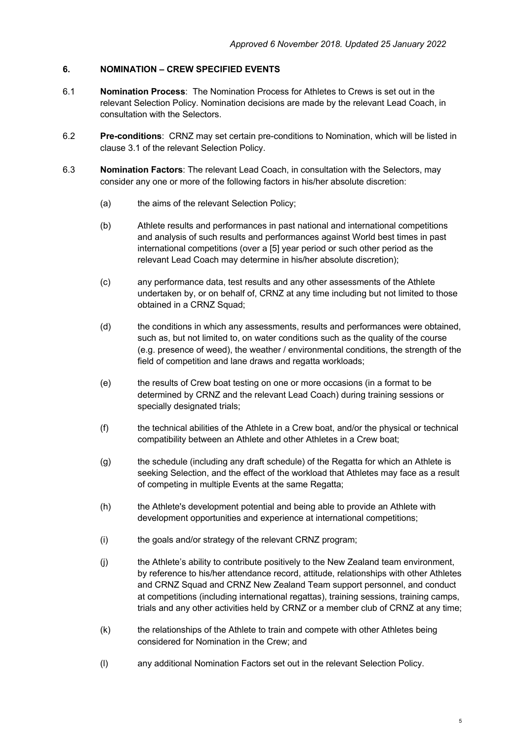*Approved 6 November 2018. Updated 25 January 2022*

## 6. NOMINATION – CREW SPECIFIED EVENTS

6.1 **Nomination Process**: The Nomination Process for Athletes to Crews is set out in the relevant Selection Policy. Nomination decisions are made by the relevant Lead Coach, in consultation with the Selectors.

6.2 **Pre-conditions**: CRNZ may set certain pre-conditions to Nomination, which will be listed in clause 3.1 of the relevant Selection Policy.

6.3 **Nomination Factors**: The relevant Lead Coach, in consultation with the Selectors, may consider any one or more of the following factors in his/her absolute discretion:

(a) the aims of the relevant Selection Policy;

(b) Athlete results and performances in past national and international competitions and analysis of such results and performances against World best times in past international competitions (over a [5] year period or such other period as the relevant Lead Coach may determine in his/her absolute discretion);

(c) any performance data, test results and any other assessments of the Athlete undertaken by, or on behalf of, CRNZ at any time including but not limited to those obtained in a CRNZ Squad;

(d) the conditions in which any assessments, results and performances were obtained, such as, but not limited to, on water conditions such as the quality of the course (e.g. presence of weed), the weather / environmental conditions, the strength of the field of competition and lane draws and regatta workloads;

(e) the results of Crew boat testing on one or more occasions (in a format to be determined by CRNZ and the relevant Lead Coach) during training sessions or specially designated trials;

(f) the technical abilities of the Athlete in a Crew boat, and/or the physical or technical compatibility between an Athlete and other Athletes in a Crew boat;

(g) the schedule (including any draft schedule) of the Regatta for which an Athlete is seeking Selection, and the effect of the workload that Athletes may face as a result of competing in multiple Events at the same Regatta;

(h) the Athlete's development potential and being able to provide an Athlete with development opportunities and experience at international competitions;

(i) the goals and/or strategy of the relevant CRNZ program;

(j) the Athlete's ability to contribute positively to the New Zealand team environment, by reference to his/her attendance record, attitude, relationships with other Athletes and CRNZ Squad and CRNZ New Zealand Team support personnel, and conduct at competitions (including international regattas), training sessions, training camps, trials and any other activities held by CRNZ or a member club of CRNZ at any time;

(k) the relationships of the Athlete to train and compete with other Athletes being considered for Nomination in the Crew; and

(l) any additional Nomination Factors set out in the relevant Selection Policy.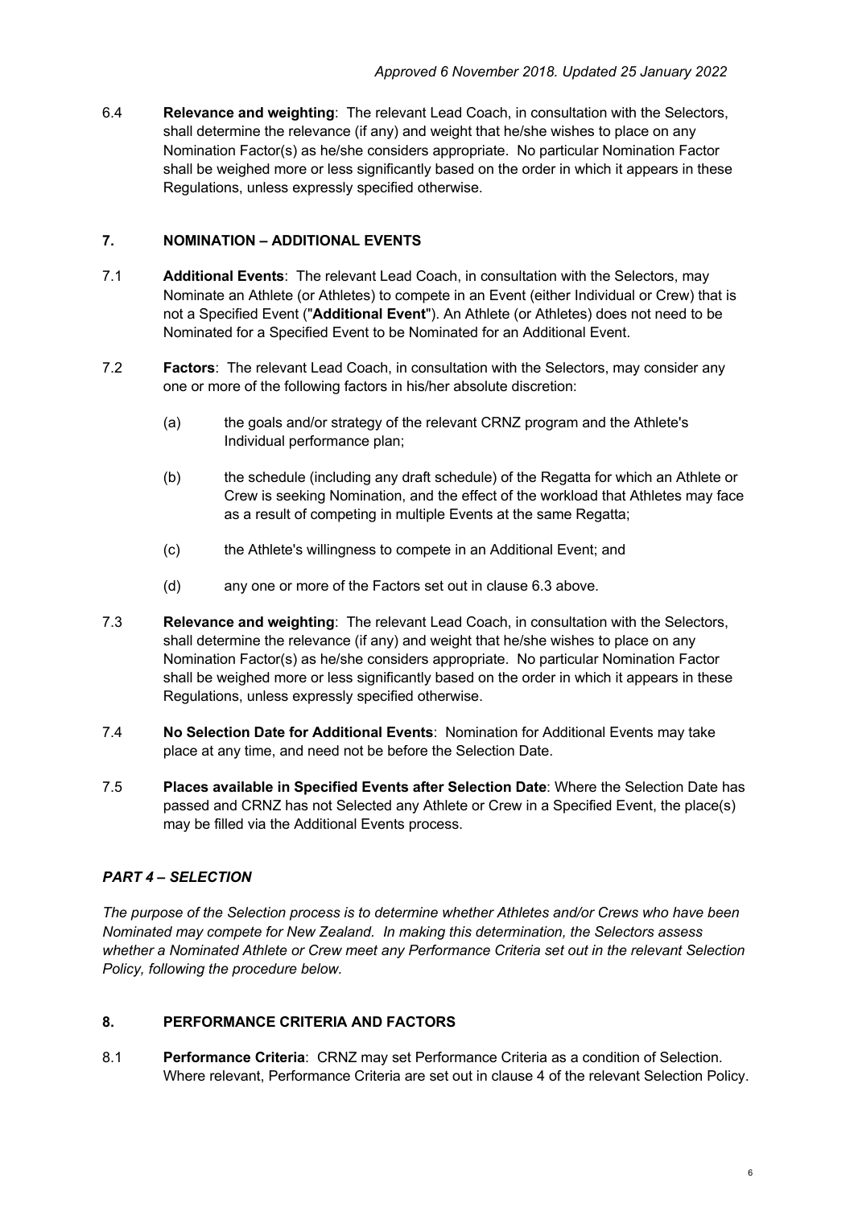6.4 **Relevance and weighting**: The relevant Lead Coach, in consultation with the Selectors, shall determine the relevance (if any) and weight that he/she wishes to place on any Nomination Factor(s) as he/she considers appropriate. No particular Nomination Factor shall be weighed more or less significantly based on the order in which it appears in these Regulations, unless expressly specified otherwise.

## 7. NOMINATION – ADDITIONAL EVENTS

7.1 **Additional Events**: The relevant Lead Coach, in consultation with the Selectors, may Nominate an Athlete (or Athletes) to compete in an Event (either Individual or Crew) that is not a Specified Event ("**Additional Event**"). An Athlete (or Athletes) does not need to be Nominated for a Specified Event to be Nominated for an Additional Event.

7.2 **Factors**: The relevant Lead Coach, in consultation with the Selectors, may consider any one or more of the following factors in his/her absolute discretion:

(a) the goals and/or strategy of the relevant CRNZ program and the Athlete's Individual performance plan;

(b) the schedule (including any draft schedule) of the Regatta for which an Athlete or Crew is seeking Nomination, and the effect of the workload that Athletes may face as a result of competing in multiple Events at the same Regatta;

(c) the Athlete's willingness to compete in an Additional Event; and

(d) any one or more of the Factors set out in clause 6.3 above.

7.3 **Relevance and weighting**: The relevant Lead Coach, in consultation with the Selectors, shall determine the relevance (if any) and weight that he/she wishes to place on any Nomination Factor(s) as he/she considers appropriate. No particular Nomination Factor shall be weighed more or less significantly based on the order in which it appears in these Regulations, unless expressly specified otherwise.

7.4 **No Selection Date for Additional Events**: Nomination for Additional Events may take place at any time, and need not be before the Selection Date.

7.5 **Places available in Specified Events after Selection Date**: Where the Selection Date has passed and CRNZ has not Selected any Athlete or Crew in a Specified Event, the place(s) may be filled via the Additional Events process.

## *PART 4 – SELECTION*

*The purpose of the Selection process is to determine whether Athletes and/or Crews who have been Nominated may compete for New Zealand. In making this determination, the Selectors assess whether a Nominated Athlete or Crew meet any Performance Criteria set out in the relevant Selection Policy, following the procedure below.*

## 8. PERFORMANCE CRITERIA AND FACTORS

8.1 **Performance Criteria**: CRNZ may set Performance Criteria as a condition of Selection. Where relevant, Performance Criteria are set out in clause 4 of the relevant Selection Policy.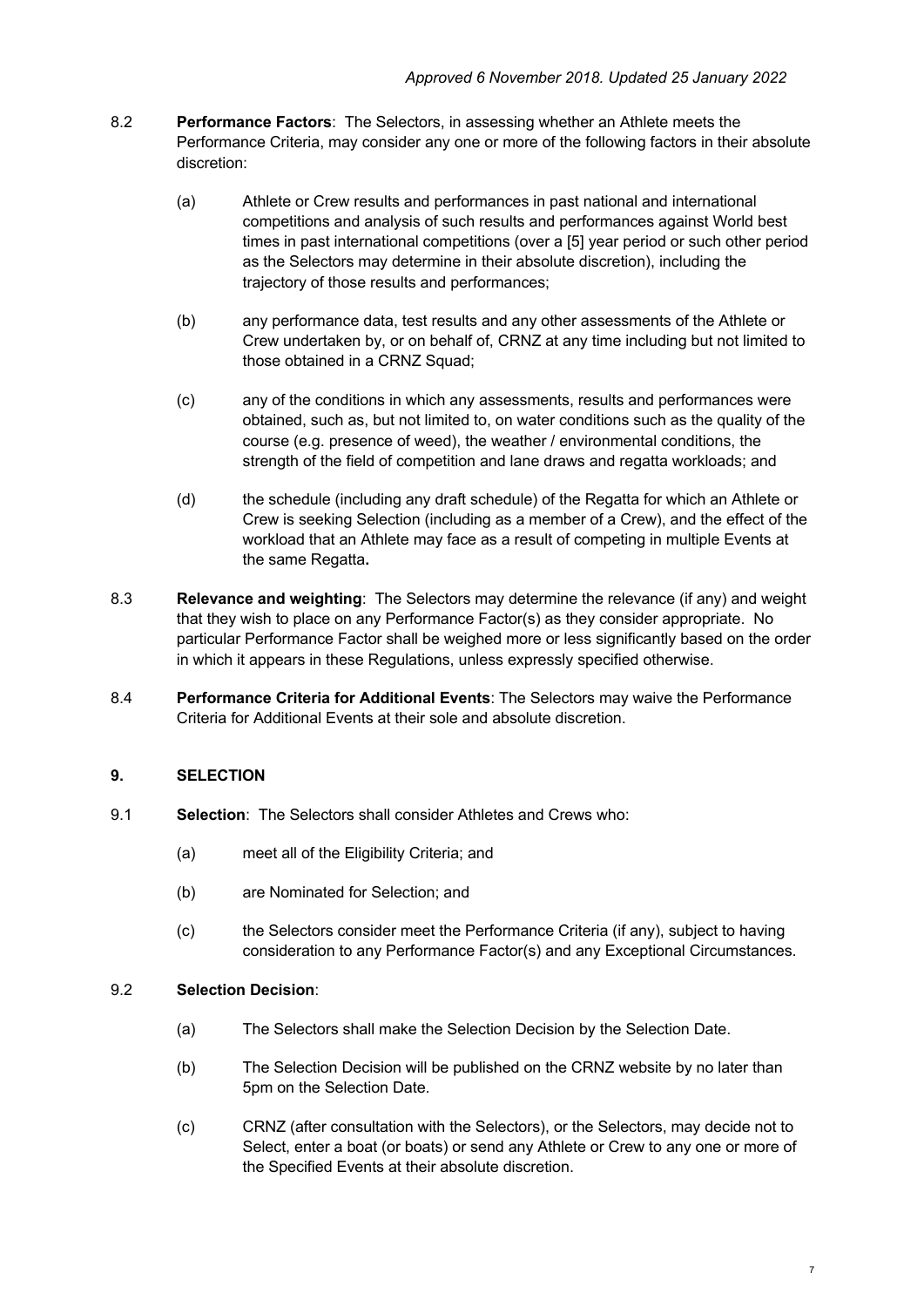8.2 **Performance Factors**: The Selectors, in assessing whether an Athlete meets the Performance Criteria, may consider any one or more of the following factors in their absolute discretion:

(a) Athlete or Crew results and performances in past national and international competitions and analysis of such results and performances against World best times in past international competitions (over a [5] year period or such other period as the Selectors may determine in their absolute discretion), including the trajectory of those results and performances;

(b) any performance data, test results and any other assessments of the Athlete or Crew undertaken by, or on behalf of, CRNZ at any time including but not limited to those obtained in a CRNZ Squad;

(c) any of the conditions in which any assessments, results and performances were obtained, such as, but not limited to, on water conditions such as the quality of the course (e.g. presence of weed), the weather / environmental conditions, the strength of the field of competition and lane draws and regatta workloads; and

(d) the schedule (including any draft schedule) of the Regatta for which an Athlete or Crew is seeking Selection (including as a member of a Crew), and the effect of the workload that an Athlete may face as a result of competing in multiple Events at the same Regatta**.**

8.3 **Relevance and weighting**: The Selectors may determine the relevance (if any) and weight that they wish to place on any Performance Factor(s) as they consider appropriate. No particular Performance Factor shall be weighed more or less significantly based on the order in which it appears in these Regulations, unless expressly specified otherwise.

8.4 **Performance Criteria for Additional Events**: The Selectors may waive the Performance Criteria for Additional Events at their sole and absolute discretion.

## 9. SELECTION

9.1 **Selection**: The Selectors shall consider Athletes and Crews who:

(a) meet all of the Eligibility Criteria; and

(b) are Nominated for Selection; and

(c) the Selectors consider meet the Performance Criteria (if any), subject to having consideration to any Performance Factor(s) and any Exceptional Circumstances.

9.2 **Selection Decision**:

(a) The Selectors shall make the Selection Decision by the Selection Date.

(b) The Selection Decision will be published on the CRNZ website by no later than 5pm on the Selection Date.

(c) CRNZ (after consultation with the Selectors), or the Selectors, may decide not to Select, enter a boat (or boats) or send any Athlete or Crew to any one or more of the Specified Events at their absolute discretion.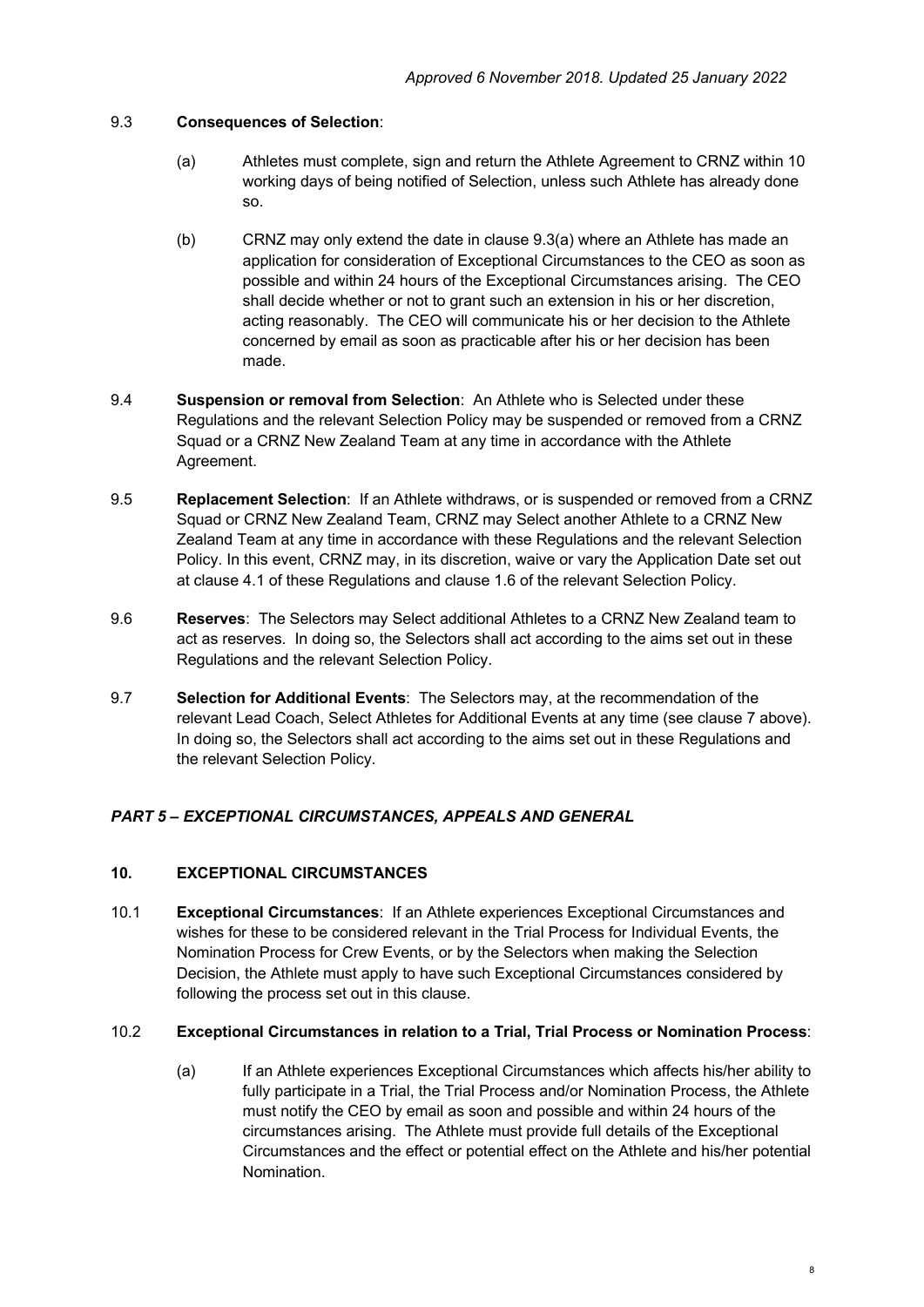### 9.3 **Consequences of Selection**:

(a) Athletes must complete, sign and return the Athlete Agreement to CRNZ within 10 working days of being notified of Selection, unless such Athlete has already done so.

(b) CRNZ may only extend the date in clause 9.3(a) where an Athlete has made an application for consideration of Exceptional Circumstances to the CEO as soon as possible and within 24 hours of the Exceptional Circumstances arising. The CEO shall decide whether or not to grant such an extension in his or her discretion, acting reasonably. The CEO will communicate his or her decision to the Athlete concerned by email as soon as practicable after his or her decision has been made.

9.4 **Suspension or removal from Selection**: An Athlete who is Selected under these Regulations and the relevant Selection Policy may be suspended or removed from a CRNZ Squad or a CRNZ New Zealand Team at any time in accordance with the Athlete Agreement.

9.5 **Replacement Selection**: If an Athlete withdraws, or is suspended or removed from a CRNZ Squad or CRNZ New Zealand Team, CRNZ may Select another Athlete to a CRNZ New Zealand Team at any time in accordance with these Regulations and the relevant Selection Policy. In this event, CRNZ may, in its discretion, waive or vary the Application Date set out at clause 4.1 of these Regulations and clause 1.6 of the relevant Selection Policy.

9.6 **Reserves**: The Selectors may Select additional Athletes to a CRNZ New Zealand team to act as reserves. In doing so, the Selectors shall act according to the aims set out in these Regulations and the relevant Selection Policy.

9.7 **Selection for Additional Events**: The Selectors may, at the recommendation of the relevant Lead Coach, Select Athletes for Additional Events at any time (see clause 7 above). In doing so, the Selectors shall act according to the aims set out in these Regulations and the relevant Selection Policy.

## *PART 5 – EXCEPTIONAL CIRCUMSTANCES, APPEALS AND GENERAL*

### 10. EXCEPTIONAL CIRCUMSTANCES

10.1 **Exceptional Circumstances**: If an Athlete experiences Exceptional Circumstances and wishes for these to be considered relevant in the Trial Process for Individual Events, the Nomination Process for Crew Events, or by the Selectors when making the Selection Decision, the Athlete must apply to have such Exceptional Circumstances considered by following the process set out in this clause.

10.2 **Exceptional Circumstances in relation to a Trial, Trial Process or Nomination Process**:

(a) If an Athlete experiences Exceptional Circumstances which affects his/her ability to fully participate in a Trial, the Trial Process and/or Nomination Process, the Athlete must notify the CEO by email as soon and possible and within 24 hours of the circumstances arising. The Athlete must provide full details of the Exceptional Circumstances and the effect or potential effect on the Athlete and his/her potential Nomination.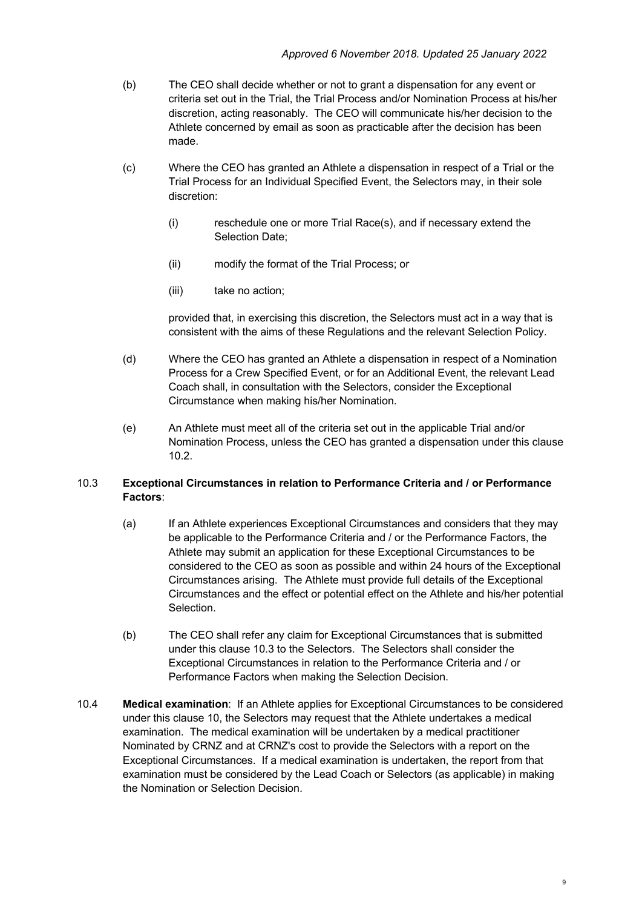(b) The CEO shall decide whether or not to grant a dispensation for any event or criteria set out in the Trial, the Trial Process and/or Nomination Process at his/her discretion, acting reasonably. The CEO will communicate his/her decision to the Athlete concerned by email as soon as practicable after the decision has been made.

(c) Where the CEO has granted an Athlete a dispensation in respect of a Trial or the Trial Process for an Individual Specified Event, the Selectors may, in their sole discretion:

(i) reschedule one or more Trial Race(s), and if necessary extend the Selection Date;

(ii) modify the format of the Trial Process; or

(iii) take no action;

provided that, in exercising this discretion, the Selectors must act in a way that is consistent with the aims of these Regulations and the relevant Selection Policy.

(d) Where the CEO has granted an Athlete a dispensation in respect of a Nomination Process for a Crew Specified Event, or for an Additional Event, the relevant Lead Coach shall, in consultation with the Selectors, consider the Exceptional Circumstance when making his/her Nomination.

(e) An Athlete must meet all of the criteria set out in the applicable Trial and/or Nomination Process, unless the CEO has granted a dispensation under this clause 10.2.

10.3 **Exceptional Circumstances in relation to Performance Criteria and / or Performance Factors**:

(a) If an Athlete experiences Exceptional Circumstances and considers that they may be applicable to the Performance Criteria and / or the Performance Factors, the Athlete may submit an application for these Exceptional Circumstances to be considered to the CEO as soon as possible and within 24 hours of the Exceptional Circumstances arising. The Athlete must provide full details of the Exceptional Circumstances and the effect or potential effect on the Athlete and his/her potential Selection.

(b) The CEO shall refer any claim for Exceptional Circumstances that is submitted under this clause 10.3 to the Selectors. The Selectors shall consider the Exceptional Circumstances in relation to the Performance Criteria and / or Performance Factors when making the Selection Decision.

10.4 **Medical examination**: If an Athlete applies for Exceptional Circumstances to be considered under this clause 10, the Selectors may request that the Athlete undertakes a medical examination. The medical examination will be undertaken by a medical practitioner Nominated by CRNZ and at CRNZ's cost to provide the Selectors with a report on the Exceptional Circumstances. If a medical examination is undertaken, the report from that examination must be considered by the Lead Coach or Selectors (as applicable) in making the Nomination or Selection Decision.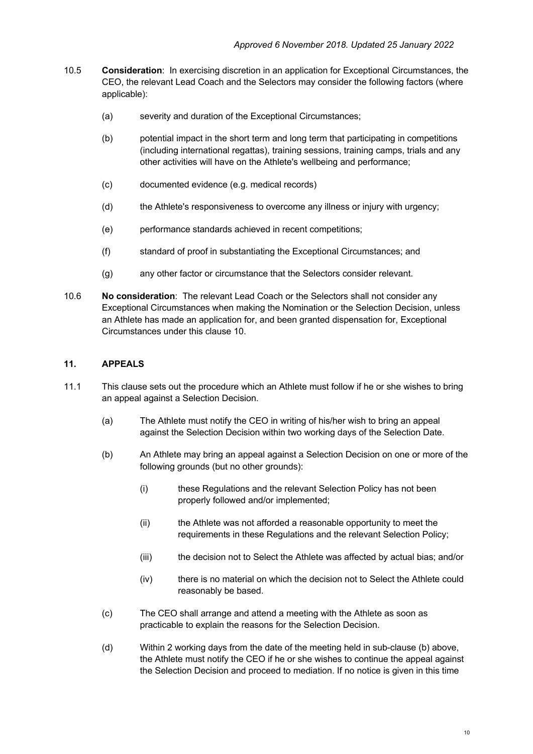10.5 **Consideration**: In exercising discretion in an application for Exceptional Circumstances, the CEO, the relevant Lead Coach and the Selectors may consider the following factors (where applicable):

(a) severity and duration of the Exceptional Circumstances;

(b) potential impact in the short term and long term that participating in competitions (including international regattas), training sessions, training camps, trials and any other activities will have on the Athlete's wellbeing and performance;

(c) documented evidence (e.g. medical records)

(d) the Athlete's responsiveness to overcome any illness or injury with urgency;

(e) performance standards achieved in recent competitions;

(f) standard of proof in substantiating the Exceptional Circumstances; and

(g) any other factor or circumstance that the Selectors consider relevant.

10.6 **No consideration**: The relevant Lead Coach or the Selectors shall not consider any Exceptional Circumstances when making the Nomination or the Selection Decision, unless an Athlete has made an application for, and been granted dispensation for, Exceptional Circumstances under this clause 10.

## 11. APPEALS

11.1 This clause sets out the procedure which an Athlete must follow if he or she wishes to bring an appeal against a Selection Decision.

(a) The Athlete must notify the CEO in writing of his/her wish to bring an appeal against the Selection Decision within two working days of the Selection Date.

(b) An Athlete may bring an appeal against a Selection Decision on one or more of the following grounds (but no other grounds):

(i) these Regulations and the relevant Selection Policy has not been properly followed and/or implemented;

(ii) the Athlete was not afforded a reasonable opportunity to meet the requirements in these Regulations and the relevant Selection Policy;

(iii) the decision not to Select the Athlete was affected by actual bias; and/or

(iv) there is no material on which the decision not to Select the Athlete could reasonably be based.

(c) The CEO shall arrange and attend a meeting with the Athlete as soon as practicable to explain the reasons for the Selection Decision.

(d) Within 2 working days from the date of the meeting held in sub-clause (b) above, the Athlete must notify the CEO if he or she wishes to continue the appeal against the Selection Decision and proceed to mediation. If no notice is given in this time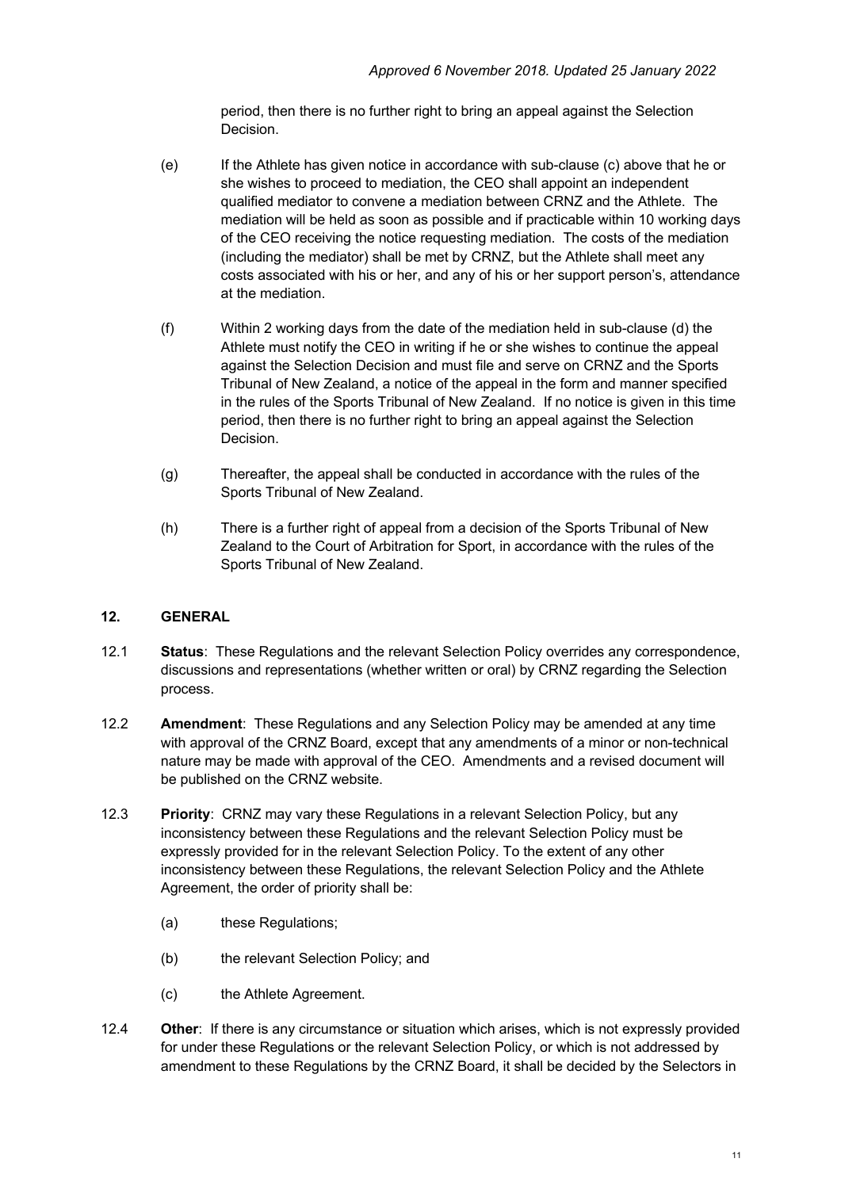period, then there is no further right to bring an appeal against the Selection Decision.

(e) If the Athlete has given notice in accordance with sub-clause (c) above that he or she wishes to proceed to mediation, the CEO shall appoint an independent qualified mediator to convene a mediation between CRNZ and the Athlete. The mediation will be held as soon as possible and if practicable within 10 working days of the CEO receiving the notice requesting mediation. The costs of the mediation (including the mediator) shall be met by CRNZ, but the Athlete shall meet any costs associated with his or her, and any of his or her support person's, attendance at the mediation.

(f) Within 2 working days from the date of the mediation held in sub-clause (d) the Athlete must notify the CEO in writing if he or she wishes to continue the appeal against the Selection Decision and must file and serve on CRNZ and the Sports Tribunal of New Zealand, a notice of the appeal in the form and manner specified in the rules of the Sports Tribunal of New Zealand. If no notice is given in this time period, then there is no further right to bring an appeal against the Selection Decision.

(g) Thereafter, the appeal shall be conducted in accordance with the rules of the Sports Tribunal of New Zealand.

(h) There is a further right of appeal from a decision of the Sports Tribunal of New Zealand to the Court of Arbitration for Sport, in accordance with the rules of the Sports Tribunal of New Zealand.

## 12. GENERAL

12.1 **Status**: These Regulations and the relevant Selection Policy overrides any correspondence, discussions and representations (whether written or oral) by CRNZ regarding the Selection process.

12.2 **Amendment**: These Regulations and any Selection Policy may be amended at any time with approval of the CRNZ Board, except that any amendments of a minor or non-technical nature may be made with approval of the CEO. Amendments and a revised document will be published on the CRNZ website.

12.3 **Priority**: CRNZ may vary these Regulations in a relevant Selection Policy, but any inconsistency between these Regulations and the relevant Selection Policy must be expressly provided for in the relevant Selection Policy. To the extent of any other inconsistency between these Regulations, the relevant Selection Policy and the Athlete Agreement, the order of priority shall be:

(a) these Regulations;

(b) the relevant Selection Policy; and

(c) the Athlete Agreement.

12.4 **Other**: If there is any circumstance or situation which arises, which is not expressly provided for under these Regulations or the relevant Selection Policy, or which is not addressed by amendment to these Regulations by the CRNZ Board, it shall be decided by the Selectors in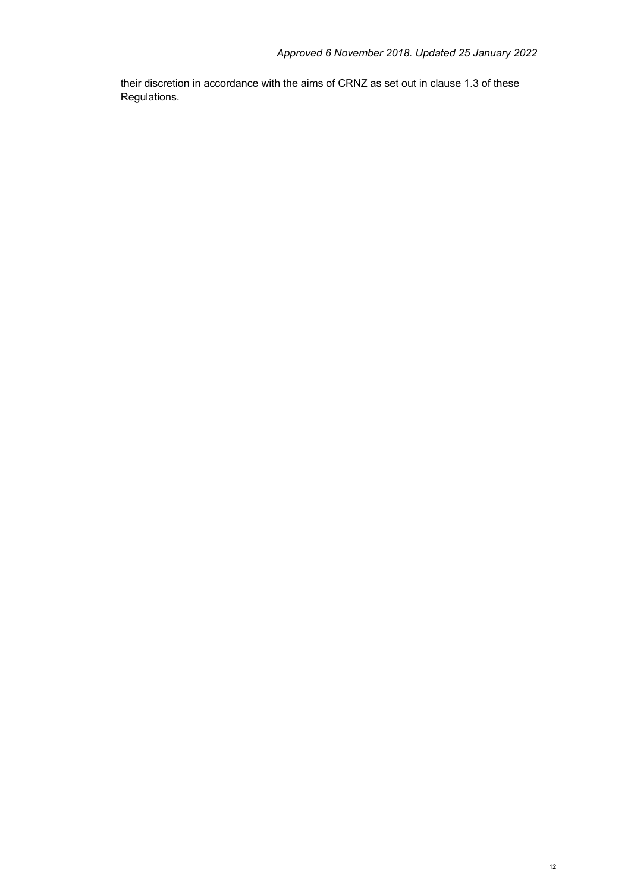their discretion in accordance with the aims of CRNZ as set out in clause 1.3 of these Regulations.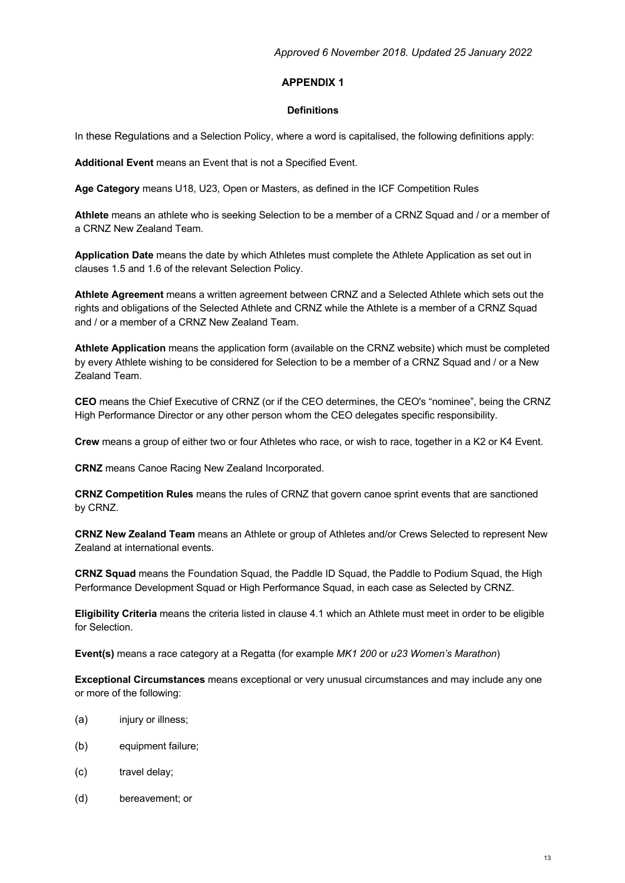*Approved 6 November 2018. Updated 25 January 2022*

## APPENDIX 1

### Definitions

In these Regulations and a Selection Policy, where a word is capitalised, the following definitions apply:

**Additional Event** means an Event that is not a Specified Event.

**Age Category** means U18, U23, Open or Masters, as defined in the ICF Competition Rules

**Athlete** means an athlete who is seeking Selection to be a member of a CRNZ Squad and / or a member of a CRNZ New Zealand Team.

**Application Date** means the date by which Athletes must complete the Athlete Application as set out in clauses 1.5 and 1.6 of the relevant Selection Policy.

**Athlete Agreement** means a written agreement between CRNZ and a Selected Athlete which sets out the rights and obligations of the Selected Athlete and CRNZ while the Athlete is a member of a CRNZ Squad and / or a member of a CRNZ New Zealand Team.

**Athlete Application** means the application form (available on the CRNZ website) which must be completed by every Athlete wishing to be considered for Selection to be a member of a CRNZ Squad and / or a New Zealand Team.

**CEO** means the Chief Executive of CRNZ (or if the CEO determines, the CEO's "nominee", being the CRNZ High Performance Director or any other person whom the CEO delegates specific responsibility.

**Crew** means a group of either two or four Athletes who race, or wish to race, together in a K2 or K4 Event.

**CRNZ** means Canoe Racing New Zealand Incorporated.

**CRNZ Competition Rules** means the rules of CRNZ that govern canoe sprint events that are sanctioned by CRNZ.

**CRNZ New Zealand Team** means an Athlete or group of Athletes and/or Crews Selected to represent New Zealand at international events.

**CRNZ Squad** means the Foundation Squad, the Paddle ID Squad, the Paddle to Podium Squad, the High Performance Development Squad or High Performance Squad, in each case as Selected by CRNZ.

**Eligibility Criteria** means the criteria listed in clause 4.1 which an Athlete must meet in order to be eligible for Selection.

**Event(s)** means a race category at a Regatta (for example *MK1 200* or *u23 Women's Marathon*)

**Exceptional Circumstances** means exceptional or very unusual circumstances and may include any one or more of the following:

(a) injury or illness;

(b) equipment failure;

(c) travel delay;

(d) bereavement; or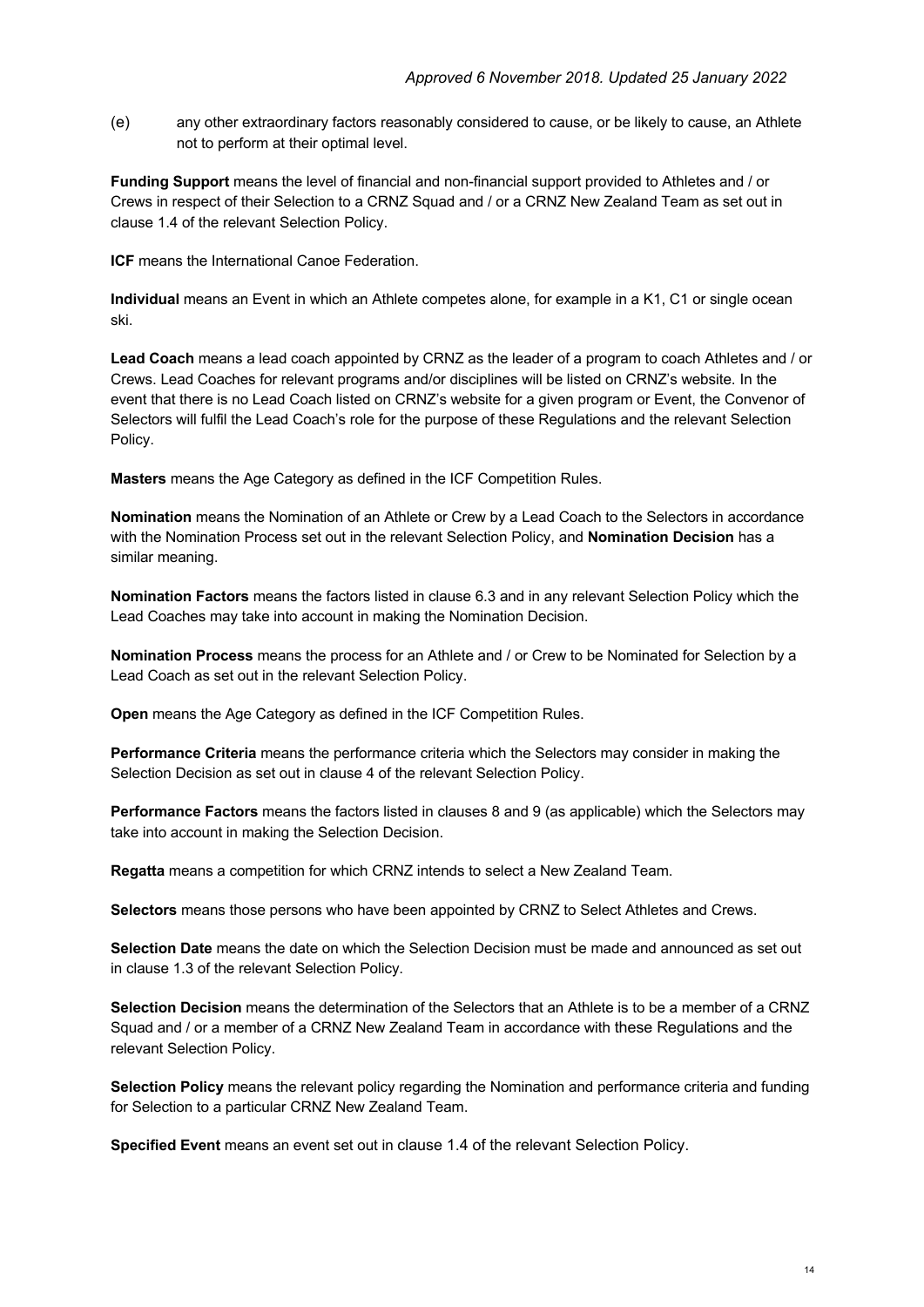(e) any other extraordinary factors reasonably considered to cause, or be likely to cause, an Athlete not to perform at their optimal level.

**Funding Support** means the level of financial and non-financial support provided to Athletes and / or Crews in respect of their Selection to a CRNZ Squad and / or a CRNZ New Zealand Team as set out in clause 1.4 of the relevant Selection Policy.

**ICF** means the International Canoe Federation.

**Individual** means an Event in which an Athlete competes alone, for example in a K1, C1 or single ocean ski.

**Lead Coach** means a lead coach appointed by CRNZ as the leader of a program to coach Athletes and / or Crews. Lead Coaches for relevant programs and/or disciplines will be listed on CRNZ's website. In the event that there is no Lead Coach listed on CRNZ's website for a given program or Event, the Convenor of Selectors will fulfil the Lead Coach's role for the purpose of these Regulations and the relevant Selection Policy.

**Masters** means the Age Category as defined in the ICF Competition Rules.

**Nomination** means the Nomination of an Athlete or Crew by a Lead Coach to the Selectors in accordance with the Nomination Process set out in the relevant Selection Policy, and **Nomination Decision** has a similar meaning.

**Nomination Factors** means the factors listed in clause 6.3 and in any relevant Selection Policy which the Lead Coaches may take into account in making the Nomination Decision.

**Nomination Process** means the process for an Athlete and / or Crew to be Nominated for Selection by a Lead Coach as set out in the relevant Selection Policy.

**Open** means the Age Category as defined in the ICF Competition Rules.

**Performance Criteria** means the performance criteria which the Selectors may consider in making the Selection Decision as set out in clause 4 of the relevant Selection Policy.

**Performance Factors** means the factors listed in clauses 8 and 9 (as applicable) which the Selectors may take into account in making the Selection Decision.

**Regatta** means a competition for which CRNZ intends to select a New Zealand Team.

**Selectors** means those persons who have been appointed by CRNZ to Select Athletes and Crews.

**Selection Date** means the date on which the Selection Decision must be made and announced as set out in clause 1.3 of the relevant Selection Policy.

**Selection Decision** means the determination of the Selectors that an Athlete is to be a member of a CRNZ Squad and / or a member of a CRNZ New Zealand Team in accordance with these Regulations and the relevant Selection Policy.

**Selection Policy** means the relevant policy regarding the Nomination and performance criteria and funding for Selection to a particular CRNZ New Zealand Team.

**Specified Event** means an event set out in clause 1.4 of the relevant Selection Policy.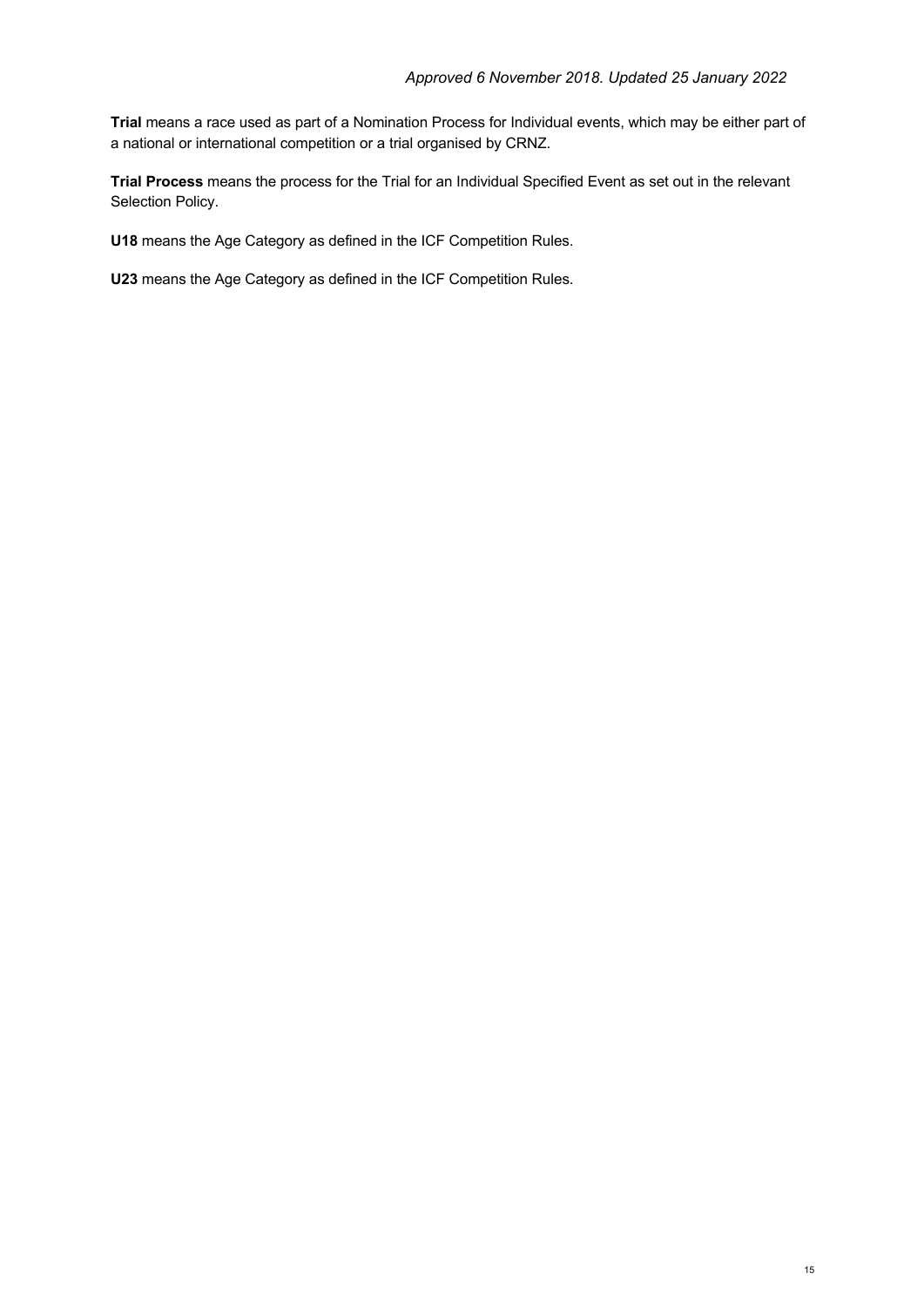**Trial** means a race used as part of a Nomination Process for Individual events, which may be either part of a national or international competition or a trial organised by CRNZ.

**Trial Process** means the process for the Trial for an Individual Specified Event as set out in the relevant Selection Policy.

**U18** means the Age Category as defined in the ICF Competition Rules.

**U23** means the Age Category as defined in the ICF Competition Rules.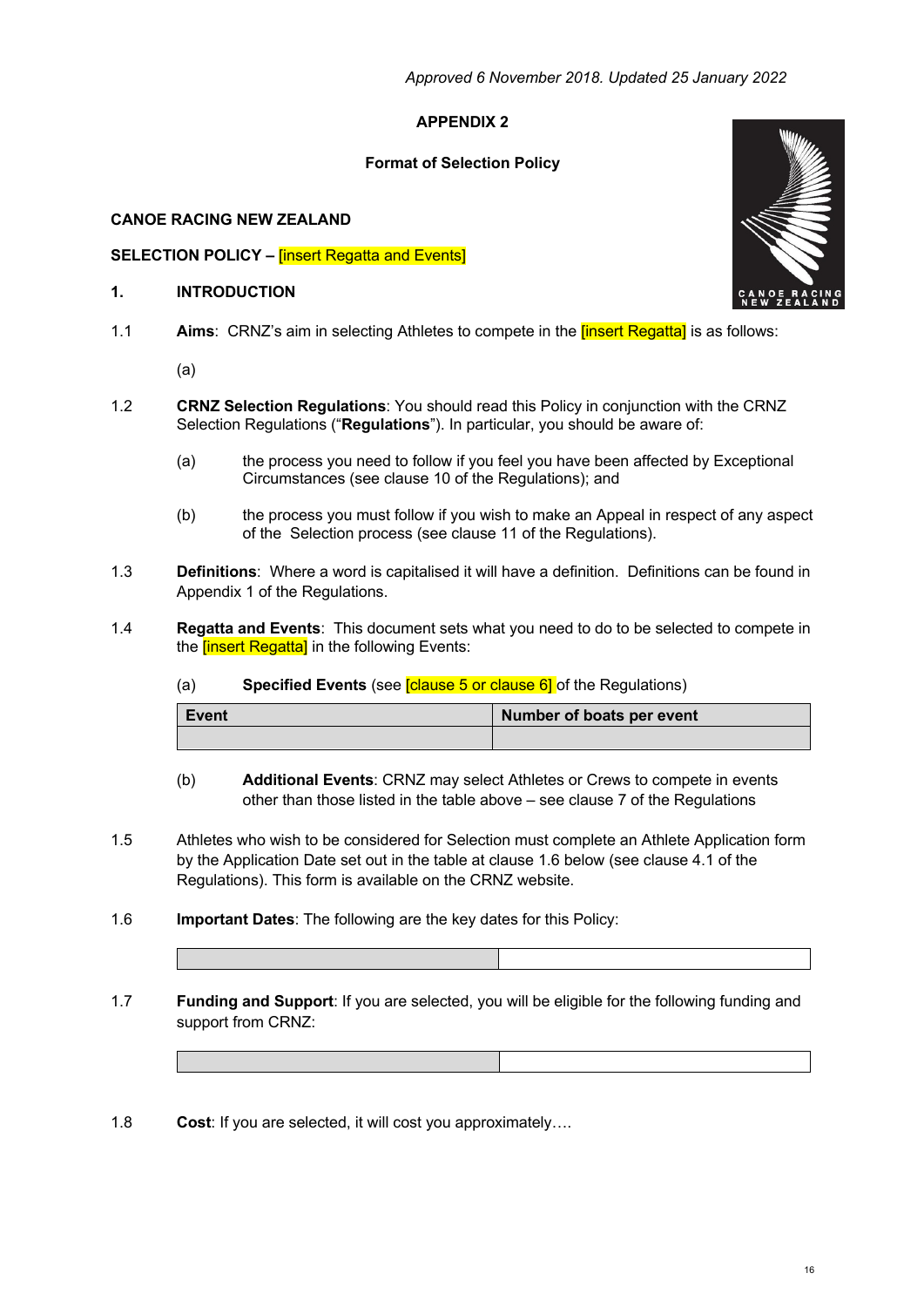*Approved 6 November 2018. Updated 25 January 2022*

**APPENDIX 2**

**Format of Selection Policy**

**CANOE RACING NEW ZEALAND**

**SELECTION POLICY –** [insert Regatta and Events]

## 1. INTRODUCTION

1.1 **Aims**: CRNZ's aim in selecting Athletes to compete in the [insert Regatta] is as follows:

(a)

1.2 **CRNZ Selection Regulations**: You should read this Policy in conjunction with the CRNZ Selection Regulations ("**Regulations**"). In particular, you should be aware of:

(a) the process you need to follow if you feel you have been affected by Exceptional Circumstances (see clause 10 of the Regulations); and

(b) the process you must follow if you wish to make an Appeal in respect of any aspect of the Selection process (see clause 11 of the Regulations).

1.3 **Definitions**: Where a word is capitalised it will have a definition. Definitions can be found in Appendix 1 of the Regulations.

1.4 **Regatta and Events**: This document sets what you need to do to be selected to compete in the [insert Regatta] in the following Events:

(a) **Specified Events** (see [clause 5 or clause 6] of the Regulations)

| Event | Number of boats per event |
|---|---|
| | |

(b) **Additional Events**: CRNZ may select Athletes or Crews to compete in events other than those listed in the table above – see clause 7 of the Regulations

1.5 Athletes who wish to be considered for Selection must complete an Athlete Application form by the Application Date set out in the table at clause 1.6 below (see clause 4.1 of the Regulations). This form is available on the CRNZ website.

1.6 **Important Dates**: The following are the key dates for this Policy:

| | |
|---|---|

1.7 **Funding and Support**: If you are selected, you will be eligible for the following funding and support from CRNZ:

| | |
|---|---|

1.8 **Cost**: If you are selected, it will cost you approximately….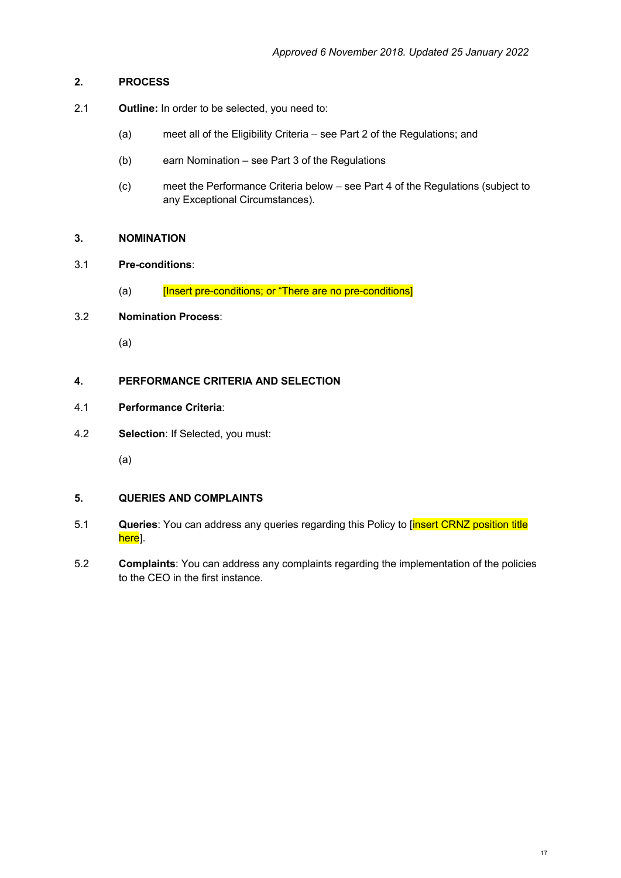*Approved 6 November 2018. Updated 25 January 2022*

## 2. PROCESS

2.1 **Outline:** In order to be selected, you need to:

(a) meet all of the Eligibility Criteria – see Part 2 of the Regulations; and

(b) earn Nomination – see Part 3 of the Regulations

(c) meet the Performance Criteria below – see Part 4 of the Regulations (subject to any Exceptional Circumstances).

## 3. NOMINATION

3.1 **Pre-conditions**:

(a) [Insert pre-conditions; or "There are no pre-conditions]

3.2 **Nomination Process**:

(a)

## 4. PERFORMANCE CRITERIA AND SELECTION

4.1 **Performance Criteria**:

4.2 **Selection**: If Selected, you must:

(a)

## 5. QUERIES AND COMPLAINTS

5.1 **Queries**: You can address any queries regarding this Policy to [insert CRNZ position title here].

5.2 **Complaints**: You can address any complaints regarding the implementation of the policies to the CEO in the first instance.